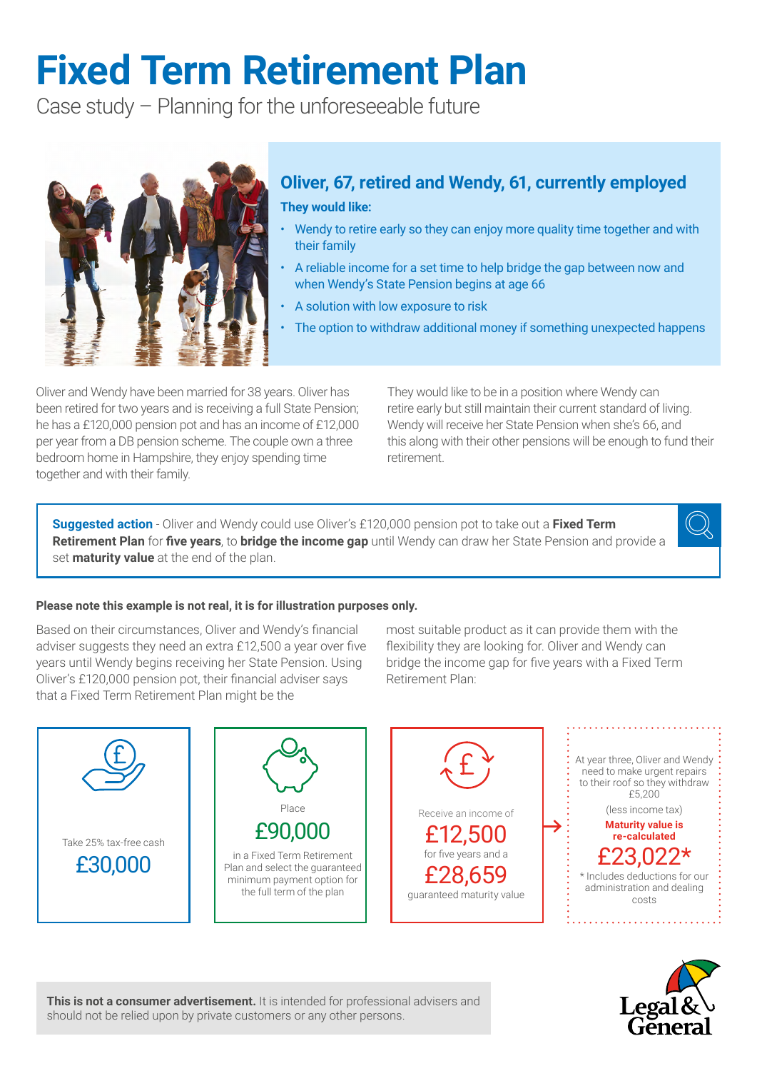# Fixed Term Retirement Plan

Case study – Planning for the unforeseeable future

## Oliver, 67, retired and Wendy, 61, currently employed

**They would like:**

- Wendy to retire early so they can enjoy more quality time together and with their family
- A reliable income for a set time to help bridge the gap between now and when Wendy's State Pension begins at age 66
- A solution with low exposure to risk
- The option to withdraw additional money if something unexpected happens

Oliver and Wendy have been married for 38 years. Oliver has been retired for two years and is receiving a full State Pension; he has a £120,000 pension pot and has an income of £12,000 per year from a DB pension scheme. The couple own a three bedroom home in Hampshire, they enjoy spending time together and with their family.

They would like to be in a position where Wendy can retire early but still maintain their current standard of living. Wendy will receive her State Pension when she's 66, and this along with their other pensions will be enough to fund their retirement.

**Suggested action** - Oliver and Wendy could use Oliver's £120,000 pension pot to take out a **Fixed Term Retirement Plan** for **five years**, to **bridge the income gap** until Wendy can draw her State Pension and provide a set **maturity value** at the end of the plan.

**Please note this example is not real, it is for illustration purposes only.**

Based on their circumstances, Oliver and Wendy's financial adviser suggests they need an extra £12,500 a year over five years until Wendy begins receiving her State Pension. Using Oliver's £120,000 pension pot, their financial adviser says that a Fixed Term Retirement Plan might be the most suitable product as it can provide them with the flexibility they are looking for. Oliver and Wendy can bridge the income gap for five years with a Fixed Term Retirement Plan:

Take 25% tax-free cash

**£30,000**

Place

**£90,000**

in a Fixed Term Retirement Plan and select the guaranteed minimum payment option for the full term of the plan

Receive an income of

**£12,500**

for five years and a

**£28,659**

guaranteed maturity value

At year three, Oliver and Wendy need to make urgent repairs to their roof so they withdraw £5,200

(less income tax)

**Maturity value is re-calculated**

**£23,022***

* Includes deductions for our administration and dealing costs

**This is not a consumer advertisement.** It is intended for professional advisers and should not be relied upon by private customers or any other persons.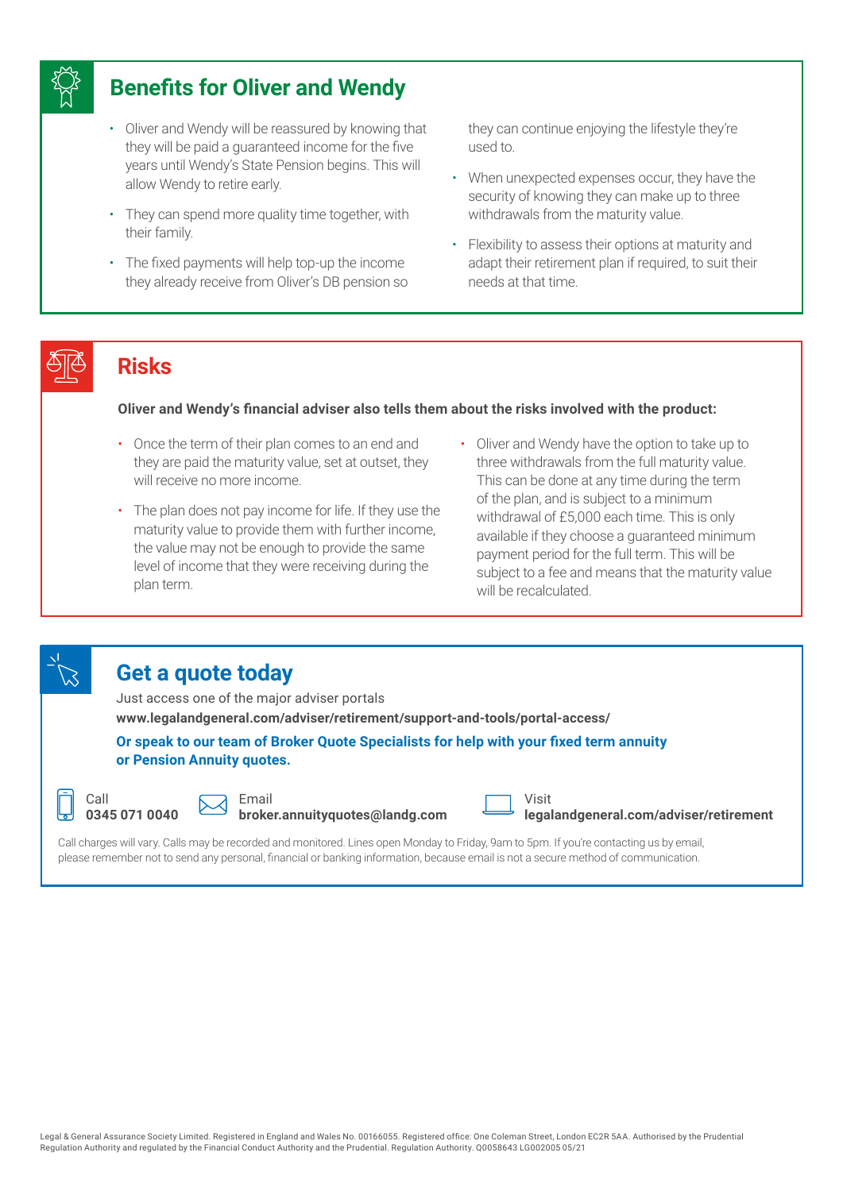## Benefits for Oliver and Wendy

- Oliver and Wendy will be reassured by knowing that they will be paid a guaranteed income for the five years until Wendy's State Pension begins. This will allow Wendy to retire early.
- They can spend more quality time together, with their family.
- The fixed payments will help top-up the income they already receive from Oliver's DB pension so they can continue enjoying the lifestyle they're used to.
- When unexpected expenses occur, they have the security of knowing they can make up to three withdrawals from the maturity value.
- Flexibility to assess their options at maturity and adapt their retirement plan if required, to suit their needs at that time.

## Risks

**Oliver and Wendy's financial adviser also tells them about the risks involved with the product:**

- Once the term of their plan comes to an end and they are paid the maturity value, set at outset, they will receive no more income.
- The plan does not pay income for life. If they use the maturity value to provide them with further income, the value may not be enough to provide the same level of income that they were receiving during the plan term.
- Oliver and Wendy have the option to take up to three withdrawals from the full maturity value. This can be done at any time during the term of the plan, and is subject to a minimum withdrawal of £5,000 each time. This is only available if they choose a guaranteed minimum payment period for the full term. This will be subject to a fee and means that the maturity value will be recalculated.

## Get a quote today

Just access one of the major adviser portals
**www.legalandgeneral.com/adviser/retirement/support-and-tools/portal-access/**

**Or speak to our team of Broker Quote Specialists for help with your fixed term annuity or Pension Annuity quotes.**

Call
**0345 071 0040**

Email
**broker.annuityquotes@landg.com**

Visit
**legalandgeneral.com/adviser/retirement**

Call charges will vary. Calls may be recorded and monitored. Lines open Monday to Friday, 9am to 5pm. If you're contacting us by email, please remember not to send any personal, financial or banking information, because email is not a secure method of communication.

Legal & General Assurance Society Limited. Registered in England and Wales No. 00166055. Registered office: One Coleman Street, London EC2R 5AA. Authorised by the Prudential Regulation Authority and regulated by the Financial Conduct Authority and the Prudential. Regulation Authority. Q0058643 LG002005 05/21